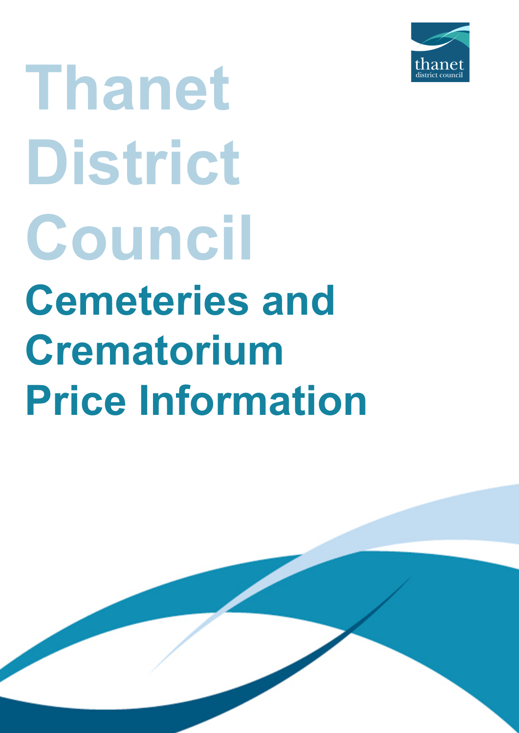# Thanet District Council

## Cemeteries and Crematorium Price Information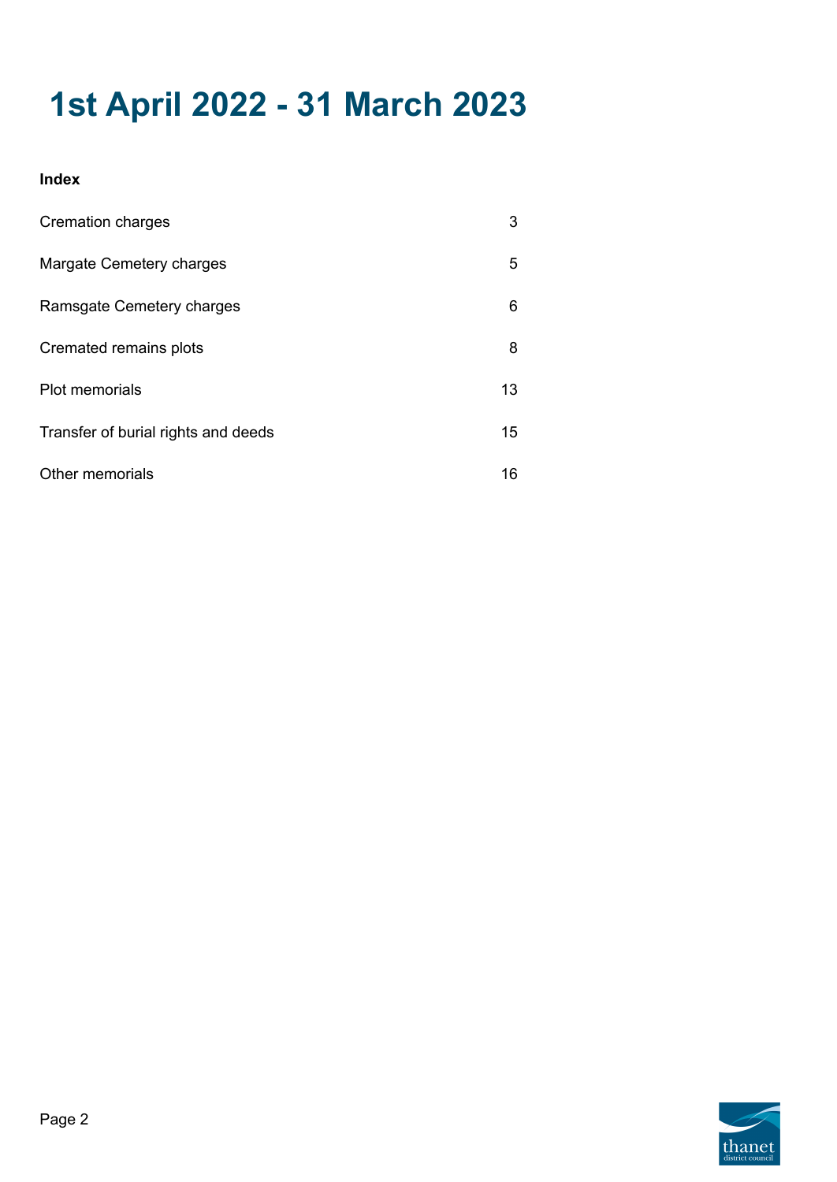# 1st April 2022 - 31 March 2023

**Index**

| | |
|---|---|
| Cremation charges | 3 |
| Margate Cemetery charges | 5 |
| Ramsgate Cemetery charges | 6 |
| Cremated remains plots | 8 |
| Plot memorials | 13 |
| Transfer of burial rights and deeds | 15 |
| Other memorials | 16 |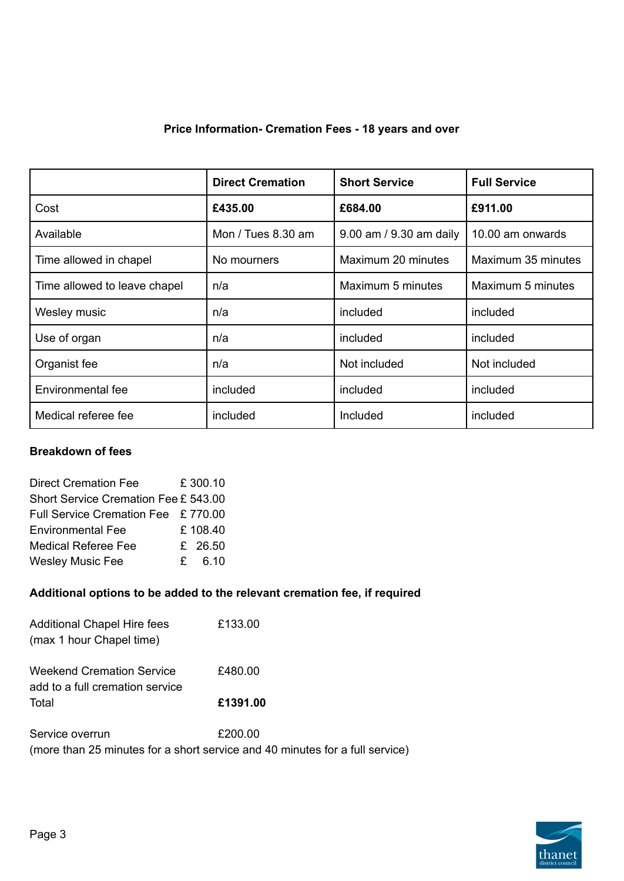### Price Information- Cremation Fees - 18 years and over

| | Direct Cremation | Short Service | Full Service |
|---|---|---|---|
| Cost | **£435.00** | **£684.00** | **£911.00** |
| Available | Mon / Tues 8.30 am | 9.00 am / 9.30 am daily | 10.00 am onwards |
| Time allowed in chapel | No mourners | Maximum 20 minutes | Maximum 35 minutes |
| Time allowed to leave chapel | n/a | Maximum 5 minutes | Maximum 5 minutes |
| Wesley music | n/a | included | included |
| Use of organ | n/a | included | included |
| Organist fee | n/a | Not included | Not included |
| Environmental fee | included | included | included |
| Medical referee fee | included | Included | included |

**Breakdown of fees**

| | |
|---|---|
| Direct Cremation Fee | £ 300.10 |
| Short Service Cremation Fee | £ 543.00 |
| Full Service Cremation Fee | £ 770.00 |
| Environmental Fee | £ 108.40 |
| Medical Referee Fee | £ 26.50 |
| Wesley Music Fee | £ 6.10 |

**Additional options to be added to the relevant cremation fee, if required**

Additional Chapel Hire fees (max 1 hour Chapel time) — £133.00

Weekend Cremation Service add to a full cremation service — £480.00
Total — **£1391.00**

Service overrun — £200.00
(more than 25 minutes for a short service and 40 minutes for a full service)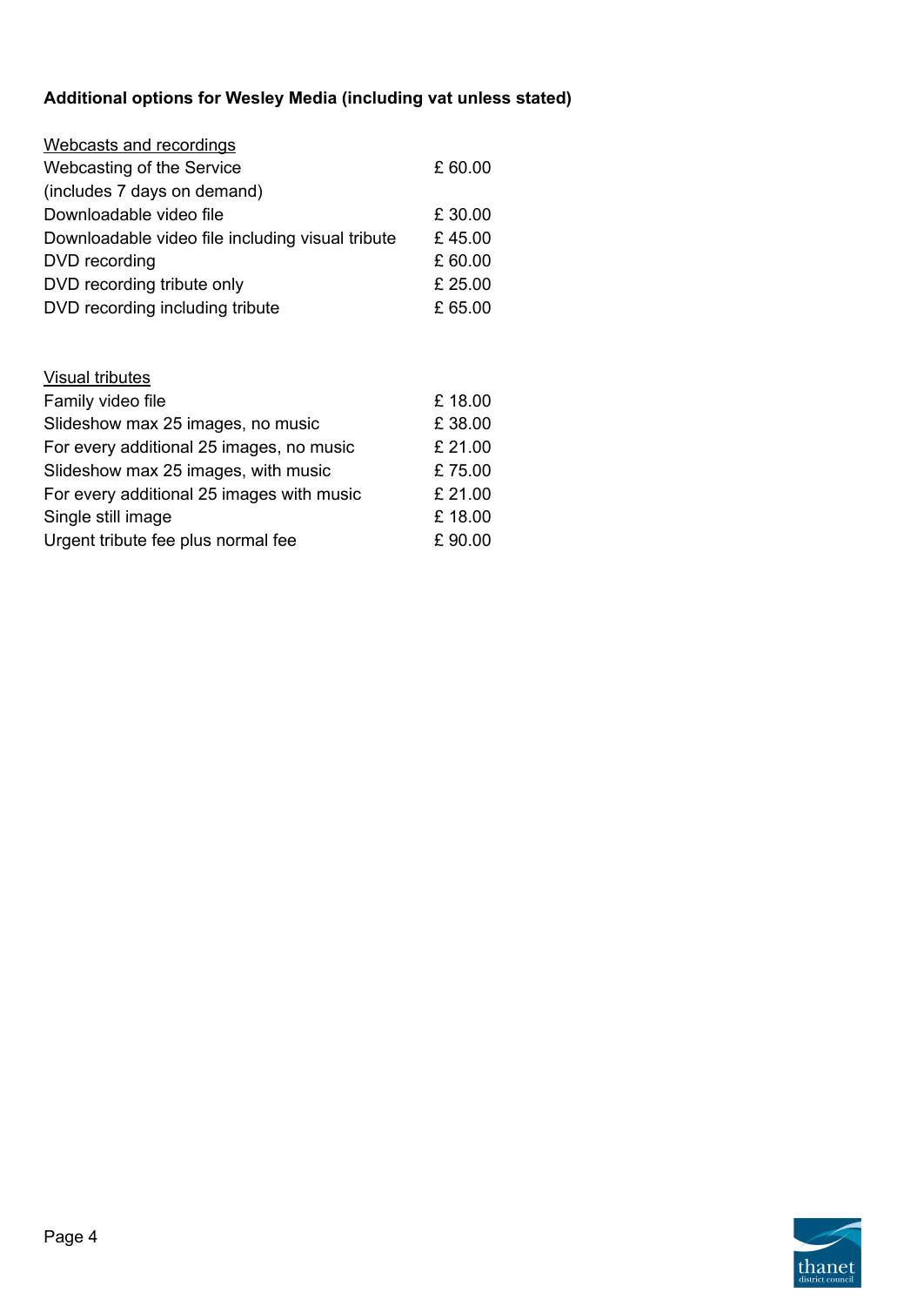**Additional options for Wesley Media (including vat unless stated)**

Webcasts and recordings

| | |
|---|---|
| Webcasting of the Service (includes 7 days on demand) | £ 60.00 |
| Downloadable video file | £ 30.00 |
| Downloadable video file including visual tribute | £ 45.00 |
| DVD recording | £ 60.00 |
| DVD recording tribute only | £ 25.00 |
| DVD recording including tribute | £ 65.00 |

Visual tributes

| | |
|---|---|
| Family video file | £ 18.00 |
| Slideshow max 25 images, no music | £ 38.00 |
| For every additional 25 images, no music | £ 21.00 |
| Slideshow max 25 images, with music | £ 75.00 |
| For every additional 25 images with music | £ 21.00 |
| Single still image | £ 18.00 |
| Urgent tribute fee plus normal fee | £ 90.00 |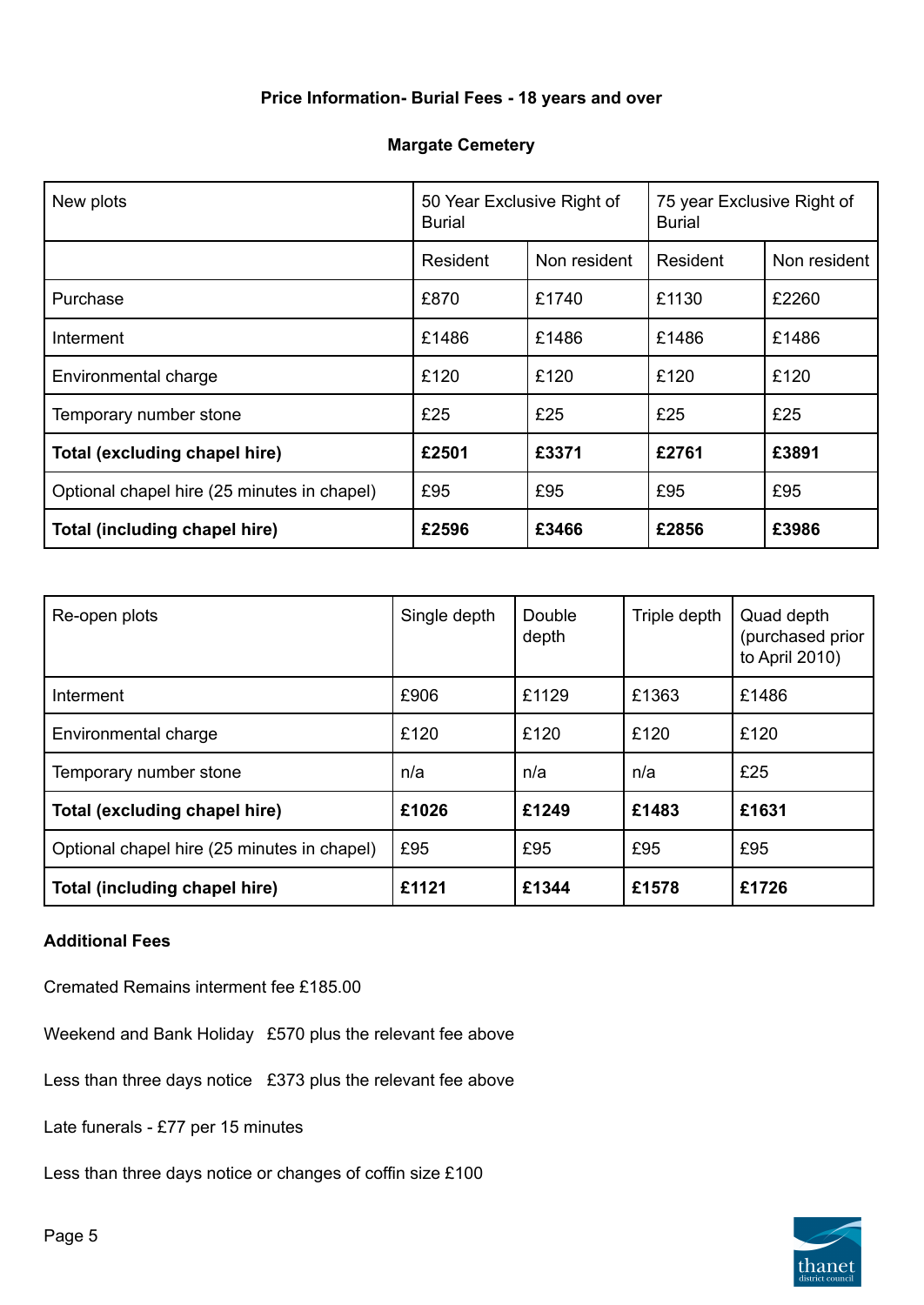**Price Information- Burial Fees - 18 years and over**

**Margate Cemetery**

| New plots | 50 Year Exclusive Right of Burial | | 75 year Exclusive Right of Burial | |
|---|---|---|---|---|
| | Resident | Non resident | Resident | Non resident |
| Purchase | £870 | £1740 | £1130 | £2260 |
| Interment | £1486 | £1486 | £1486 | £1486 |
| Environmental charge | £120 | £120 | £120 | £120 |
| Temporary number stone | £25 | £25 | £25 | £25 |
| **Total (excluding chapel hire)** | **£2501** | **£3371** | **£2761** | **£3891** |
| Optional chapel hire (25 minutes in chapel) | £95 | £95 | £95 | £95 |
| **Total (including chapel hire)** | **£2596** | **£3466** | **£2856** | **£3986** |

| Re-open plots | Single depth | Double depth | Triple depth | Quad depth (purchased prior to April 2010) |
|---|---|---|---|---|
| Interment | £906 | £1129 | £1363 | £1486 |
| Environmental charge | £120 | £120 | £120 | £120 |
| Temporary number stone | n/a | n/a | n/a | £25 |
| **Total (excluding chapel hire)** | **£1026** | **£1249** | **£1483** | **£1631** |
| Optional chapel hire (25 minutes in chapel) | £95 | £95 | £95 | £95 |
| **Total (including chapel hire)** | **£1121** | **£1344** | **£1578** | **£1726** |

**Additional Fees**

Cremated Remains interment fee £185.00

Weekend and Bank Holiday £570 plus the relevant fee above

Less than three days notice £373 plus the relevant fee above

Late funerals - £77 per 15 minutes

Less than three days notice or changes of coffin size £100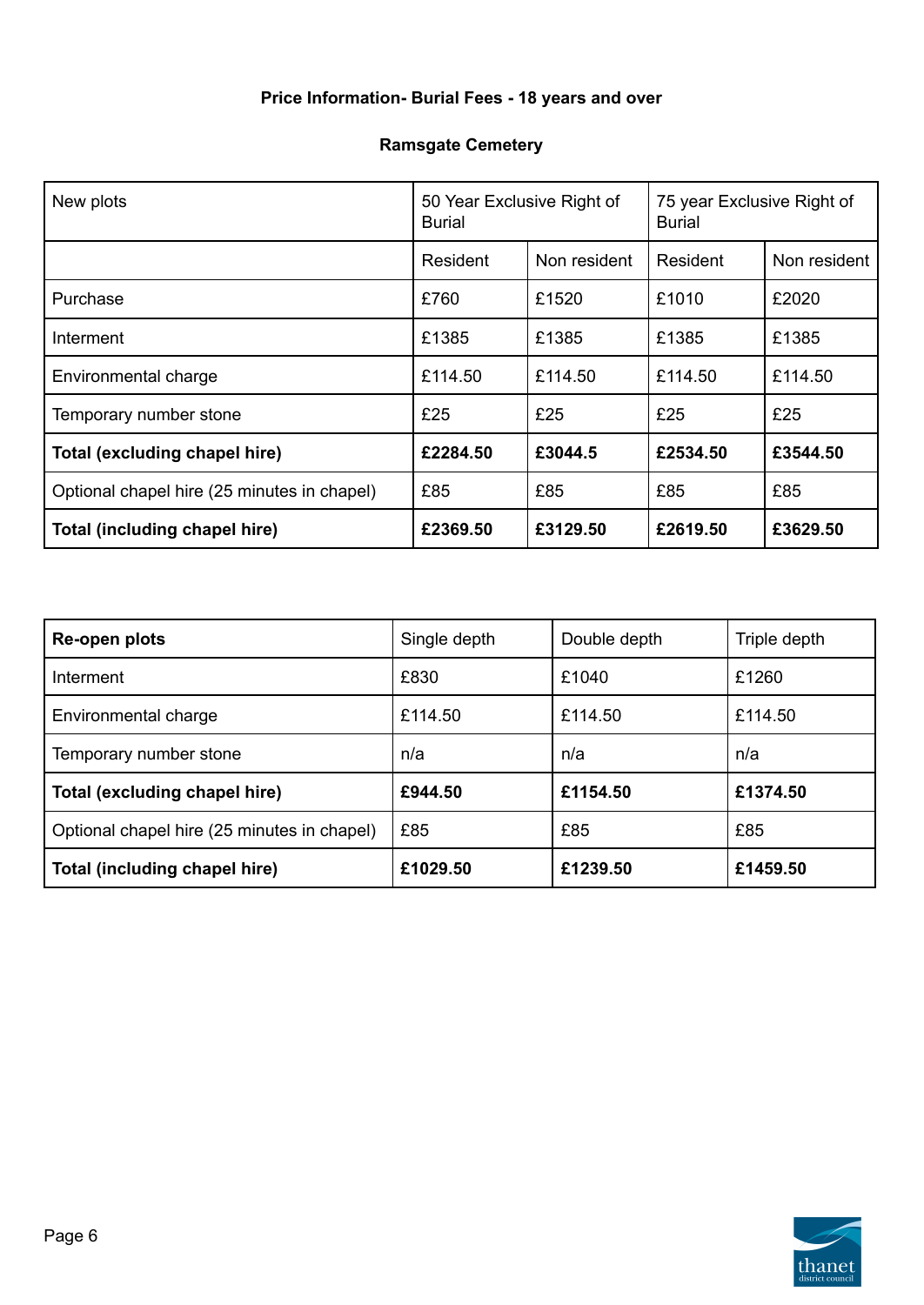**Price Information- Burial Fees - 18 years and over**

**Ramsgate Cemetery**

| New plots | 50 Year Exclusive Right of Burial | | 75 year Exclusive Right of Burial | |
|---|---|---|---|---|
| | Resident | Non resident | Resident | Non resident |
| Purchase | £760 | £1520 | £1010 | £2020 |
| Interment | £1385 | £1385 | £1385 | £1385 |
| Environmental charge | £114.50 | £114.50 | £114.50 | £114.50 |
| Temporary number stone | £25 | £25 | £25 | £25 |
| **Total (excluding chapel hire)** | **£2284.50** | **£3044.5** | **£2534.50** | **£3544.50** |
| Optional chapel hire (25 minutes in chapel) | £85 | £85 | £85 | £85 |
| **Total (including chapel hire)** | **£2369.50** | **£3129.50** | **£2619.50** | **£3629.50** |

| **Re-open plots** | Single depth | Double depth | Triple depth |
|---|---|---|---|
| Interment | £830 | £1040 | £1260 |
| Environmental charge | £114.50 | £114.50 | £114.50 |
| Temporary number stone | n/a | n/a | n/a |
| **Total (excluding chapel hire)** | **£944.50** | **£1154.50** | **£1374.50** |
| Optional chapel hire (25 minutes in chapel) | £85 | £85 | £85 |
| **Total (including chapel hire)** | **£1029.50** | **£1239.50** | **£1459.50** |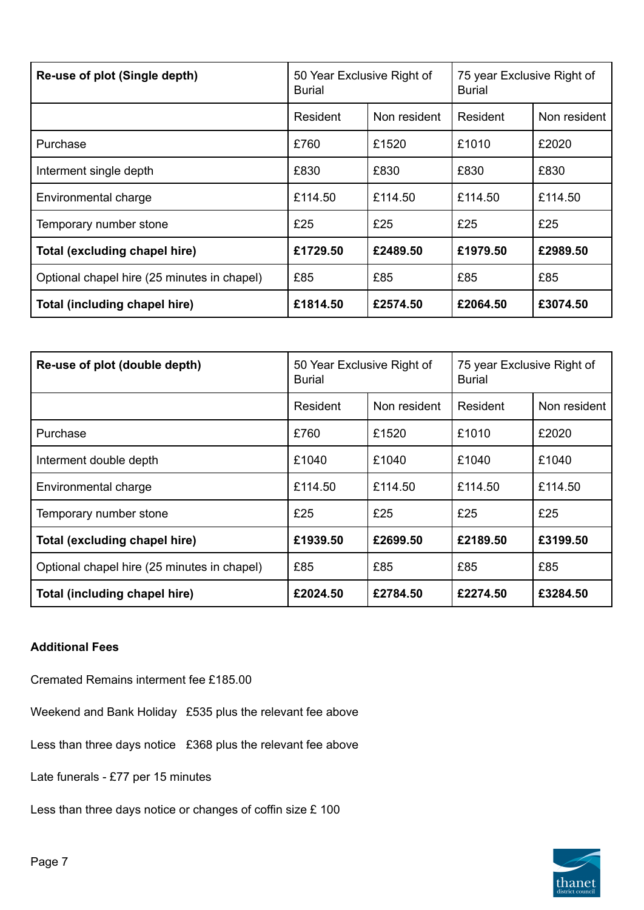| Re-use of plot (Single depth) | 50 Year Exclusive Right of Burial | | 75 year Exclusive Right of Burial | |
|---|---|---|---|---|
| | Resident | Non resident | Resident | Non resident |
| Purchase | £760 | £1520 | £1010 | £2020 |
| Interment single depth | £830 | £830 | £830 | £830 |
| Environmental charge | £114.50 | £114.50 | £114.50 | £114.50 |
| Temporary number stone | £25 | £25 | £25 | £25 |
| **Total (excluding chapel hire)** | **£1729.50** | **£2489.50** | **£1979.50** | **£2989.50** |
| Optional chapel hire (25 minutes in chapel) | £85 | £85 | £85 | £85 |
| **Total (including chapel hire)** | **£1814.50** | **£2574.50** | **£2064.50** | **£3074.50** |

| Re-use of plot (double depth) | 50 Year Exclusive Right of Burial | | 75 year Exclusive Right of Burial | |
|---|---|---|---|---|
| | Resident | Non resident | Resident | Non resident |
| Purchase | £760 | £1520 | £1010 | £2020 |
| Interment double depth | £1040 | £1040 | £1040 | £1040 |
| Environmental charge | £114.50 | £114.50 | £114.50 | £114.50 |
| Temporary number stone | £25 | £25 | £25 | £25 |
| **Total (excluding chapel hire)** | **£1939.50** | **£2699.50** | **£2189.50** | **£3199.50** |
| Optional chapel hire (25 minutes in chapel) | £85 | £85 | £85 | £85 |
| **Total (including chapel hire)** | **£2024.50** | **£2784.50** | **£2274.50** | **£3284.50** |

**Additional Fees**

Cremated Remains interment fee £185.00

Weekend and Bank Holiday £535 plus the relevant fee above

Less than three days notice £368 plus the relevant fee above

Late funerals - £77 per 15 minutes

Less than three days notice or changes of coffin size £ 100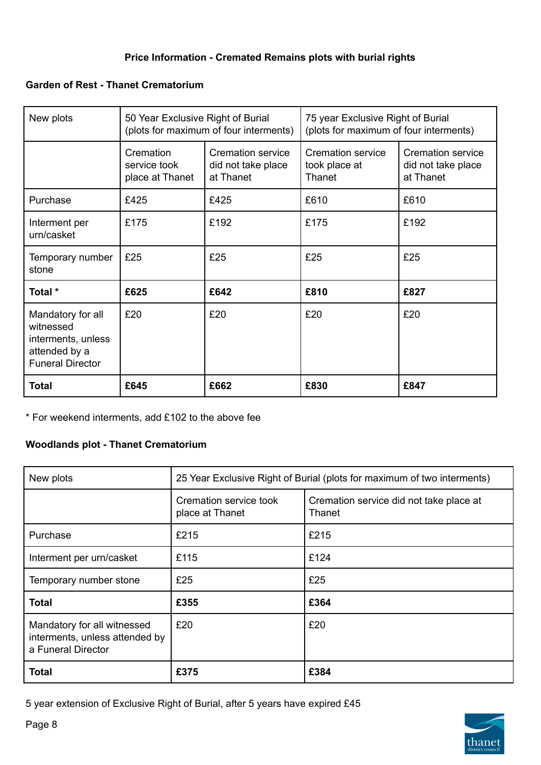**Price Information - Cremated Remains plots with burial rights**

**Garden of Rest - Thanet Crematorium**

| New plots | 50 Year Exclusive Right of Burial (plots for maximum of four interments) | | 75 year Exclusive Right of Burial (plots for maximum of four interments) | |
|---|---|---|---|---|
| | Cremation service took place at Thanet | Cremation service did not take place at Thanet | Cremation service took place at Thanet | Cremation service did not take place at Thanet |
| Purchase | £425 | £425 | £610 | £610 |
| Interment per urn/casket | £175 | £192 | £175 | £192 |
| Temporary number stone | £25 | £25 | £25 | £25 |
| **Total *** | **£625** | **£642** | **£810** | **£827** |
| Mandatory for all witnessed interments, unless attended by a Funeral Director | £20 | £20 | £20 | £20 |
| **Total** | **£645** | **£662** | **£830** | **£847** |

* For weekend interments, add £102 to the above fee

**Woodlands plot - Thanet Crematorium**

| New plots | 25 Year Exclusive Right of Burial (plots for maximum of two interments) | |
|---|---|---|
| | Cremation service took place at Thanet | Cremation service did not take place at Thanet |
| Purchase | £215 | £215 |
| Interment per urn/casket | £115 | £124 |
| Temporary number stone | £25 | £25 |
| **Total** | **£355** | **£364** |
| Mandatory for all witnessed interments, unless attended by a Funeral Director | £20 | £20 |
| **Total** | **£375** | **£384** |

5 year extension of Exclusive Right of Burial, after 5 years have expired £45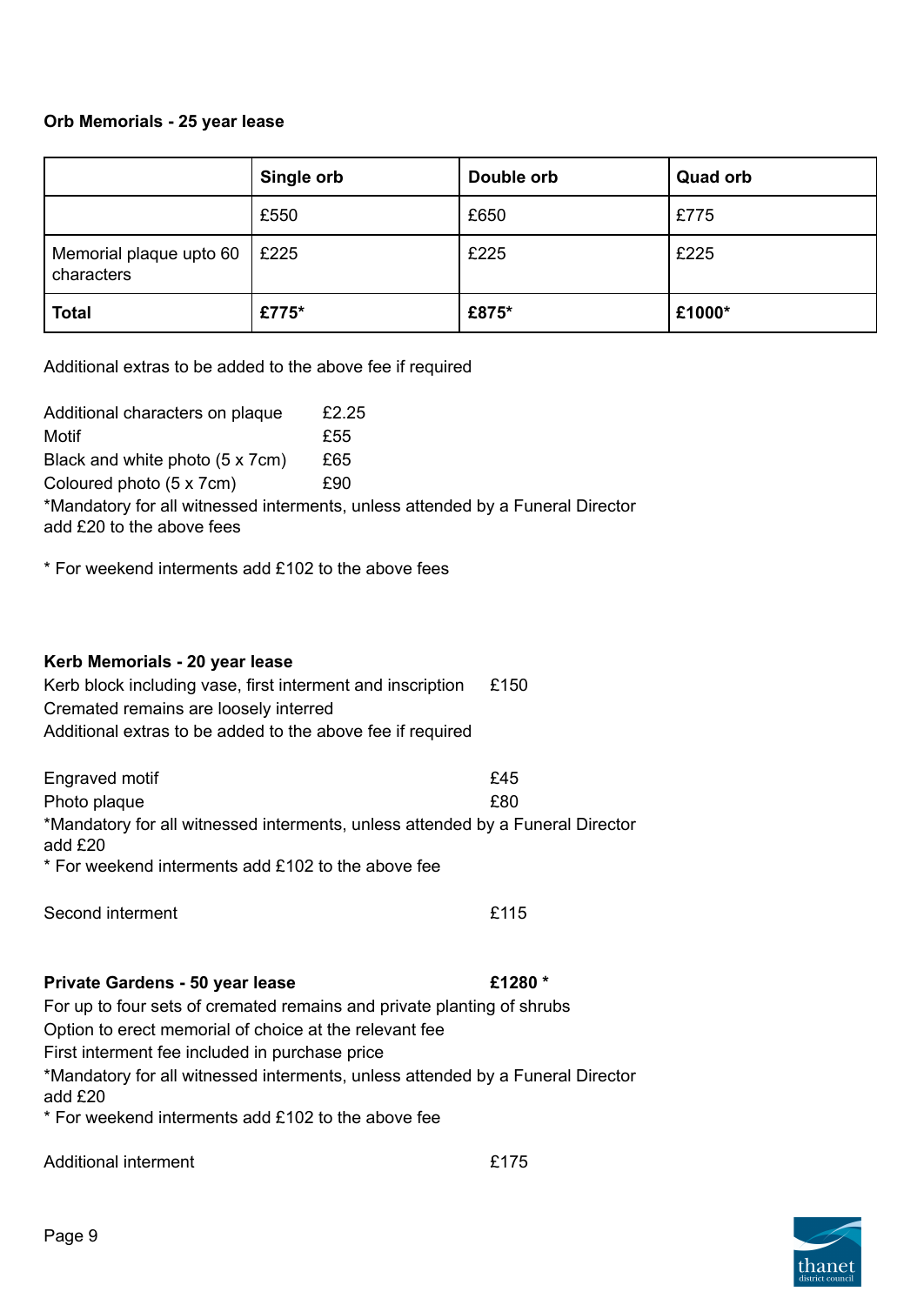**Orb Memorials - 25 year lease**

| | Single orb | Double orb | Quad orb |
|---|---|---|---|
| | £550 | £650 | £775 |
| Memorial plaque upto 60 characters | £225 | £225 | £225 |
| **Total** | **£775*** | **£875*** | **£1000*** |

Additional extras to be added to the above fee if required

Additional characters on plaque £2.25
Motif £55
Black and white photo (5 x 7cm) £65
Coloured photo (5 x 7cm) £90
*Mandatory for all witnessed interments, unless attended by a Funeral Director add £20 to the above fees

* For weekend interments add £102 to the above fees

**Kerb Memorials - 20 year lease**
Kerb block including vase, first interment and inscription £150
Cremated remains are loosely interred
Additional extras to be added to the above fee if required

Engraved motif £45
Photo plaque £80
*Mandatory for all witnessed interments, unless attended by a Funeral Director add £20
* For weekend interments add £102 to the above fee

Second interment £115

**Private Gardens - 50 year lease** **£1280 ***
For up to four sets of cremated remains and private planting of shrubs
Option to erect memorial of choice at the relevant fee
First interment fee included in purchase price
*Mandatory for all witnessed interments, unless attended by a Funeral Director add £20
* For weekend interments add £102 to the above fee

Additional interment £175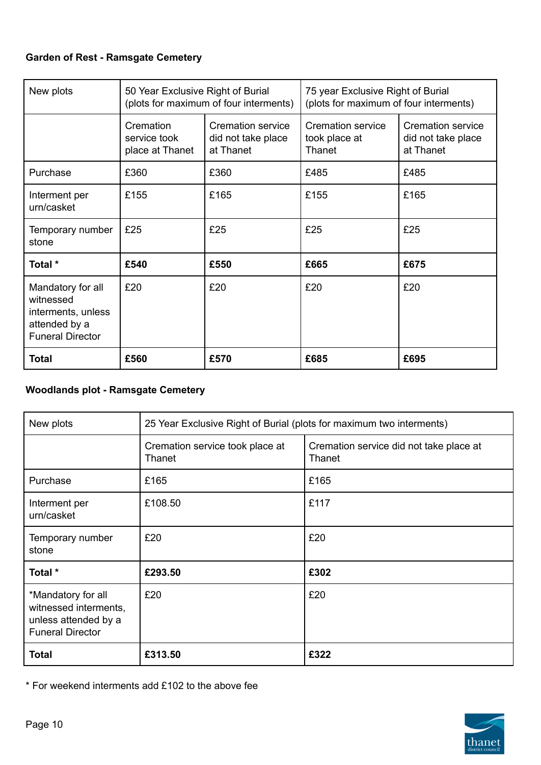**Garden of Rest - Ramsgate Cemetery**

| New plots | 50 Year Exclusive Right of Burial (plots for maximum of four interments) | | 75 year Exclusive Right of Burial (plots for maximum of four interments) | |
|---|---|---|---|---|
| | Cremation service took place at Thanet | Cremation service did not take place at Thanet | Cremation service took place at Thanet | Cremation service did not take place at Thanet |
| Purchase | £360 | £360 | £485 | £485 |
| Interment per urn/casket | £155 | £165 | £155 | £165 |
| Temporary number stone | £25 | £25 | £25 | £25 |
| **Total *** | **£540** | **£550** | **£665** | **£675** |
| Mandatory for all witnessed interments, unless attended by a Funeral Director | £20 | £20 | £20 | £20 |
| **Total** | **£560** | **£570** | **£685** | **£695** |

**Woodlands plot - Ramsgate Cemetery**

| New plots | 25 Year Exclusive Right of Burial (plots for maximum two interments) | |
|---|---|---|
| | Cremation service took place at Thanet | Cremation service did not take place at Thanet |
| Purchase | £165 | £165 |
| Interment per urn/casket | £108.50 | £117 |
| Temporary number stone | £20 | £20 |
| **Total *** | **£293.50** | **£302** |
| *Mandatory for all witnessed interments, unless attended by a Funeral Director | £20 | £20 |
| **Total** | **£313.50** | **£322** |

* For weekend interments add £102 to the above fee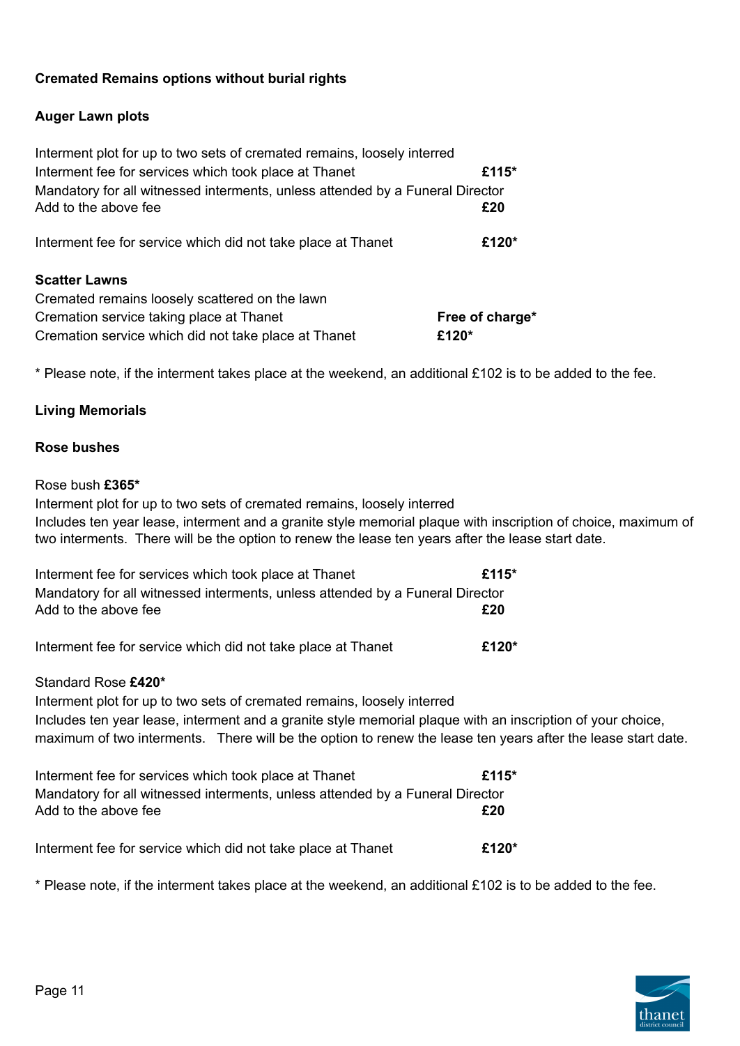**Cremated Remains options without burial rights**

**Auger Lawn plots**

Interment plot for up to two sets of cremated remains, loosely interred
Interment fee for services which took place at Thanet **£115***
Mandatory for all witnessed interments, unless attended by a Funeral Director
Add to the above fee **£20**

Interment fee for service which did not take place at Thanet **£120***

**Scatter Lawns**

Cremated remains loosely scattered on the lawn
Cremation service taking place at Thanet **Free of charge***
Cremation service which did not take place at Thanet **£120***

* Please note, if the interment takes place at the weekend, an additional £102 is to be added to the fee.

**Living Memorials**

**Rose bushes**

Rose bush **£365***
Interment plot for up to two sets of cremated remains, loosely interred
Includes ten year lease, interment and a granite style memorial plaque with inscription of choice, maximum of two interments. There will be the option to renew the lease ten years after the lease start date.

Interment fee for services which took place at Thanet **£115***
Mandatory for all witnessed interments, unless attended by a Funeral Director
Add to the above fee **£20**

Interment fee for service which did not take place at Thanet **£120***

Standard Rose **£420***
Interment plot for up to two sets of cremated remains, loosely interred
Includes ten year lease, interment and a granite style memorial plaque with an inscription of your choice, maximum of two interments. There will be the option to renew the lease ten years after the lease start date.

Interment fee for services which took place at Thanet **£115***
Mandatory for all witnessed interments, unless attended by a Funeral Director
Add to the above fee **£20**

Interment fee for service which did not take place at Thanet **£120***

* Please note, if the interment takes place at the weekend, an additional £102 is to be added to the fee.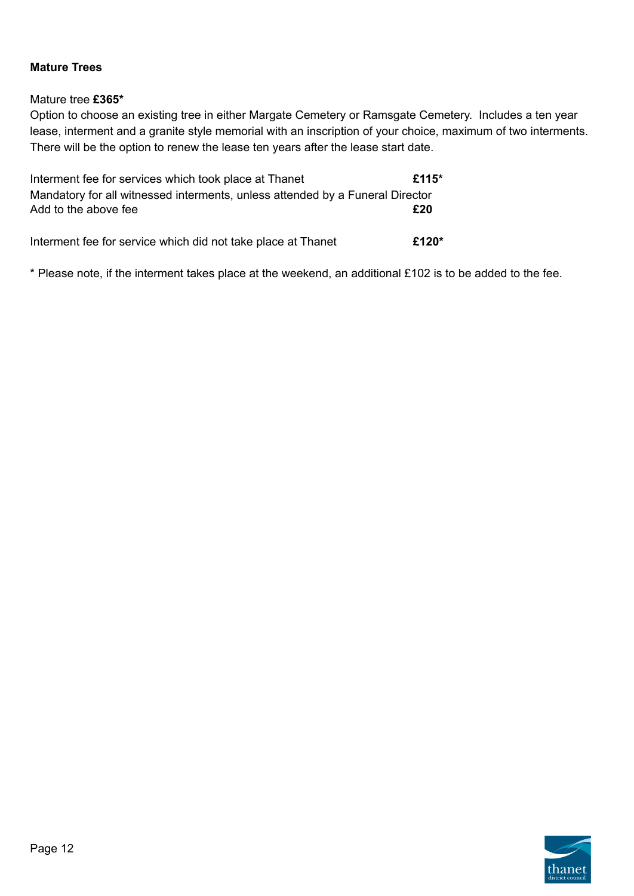**Mature Trees**

Mature tree **£365***
Option to choose an existing tree in either Margate Cemetery or Ramsgate Cemetery. Includes a ten year lease, interment and a granite style memorial with an inscription of your choice, maximum of two interments. There will be the option to renew the lease ten years after the lease start date.

Interment fee for services which took place at Thanet **£115***
Mandatory for all witnessed interments, unless attended by a Funeral Director
Add to the above fee **£20**

Interment fee for service which did not take place at Thanet **£120***

* Please note, if the interment takes place at the weekend, an additional £102 is to be added to the fee.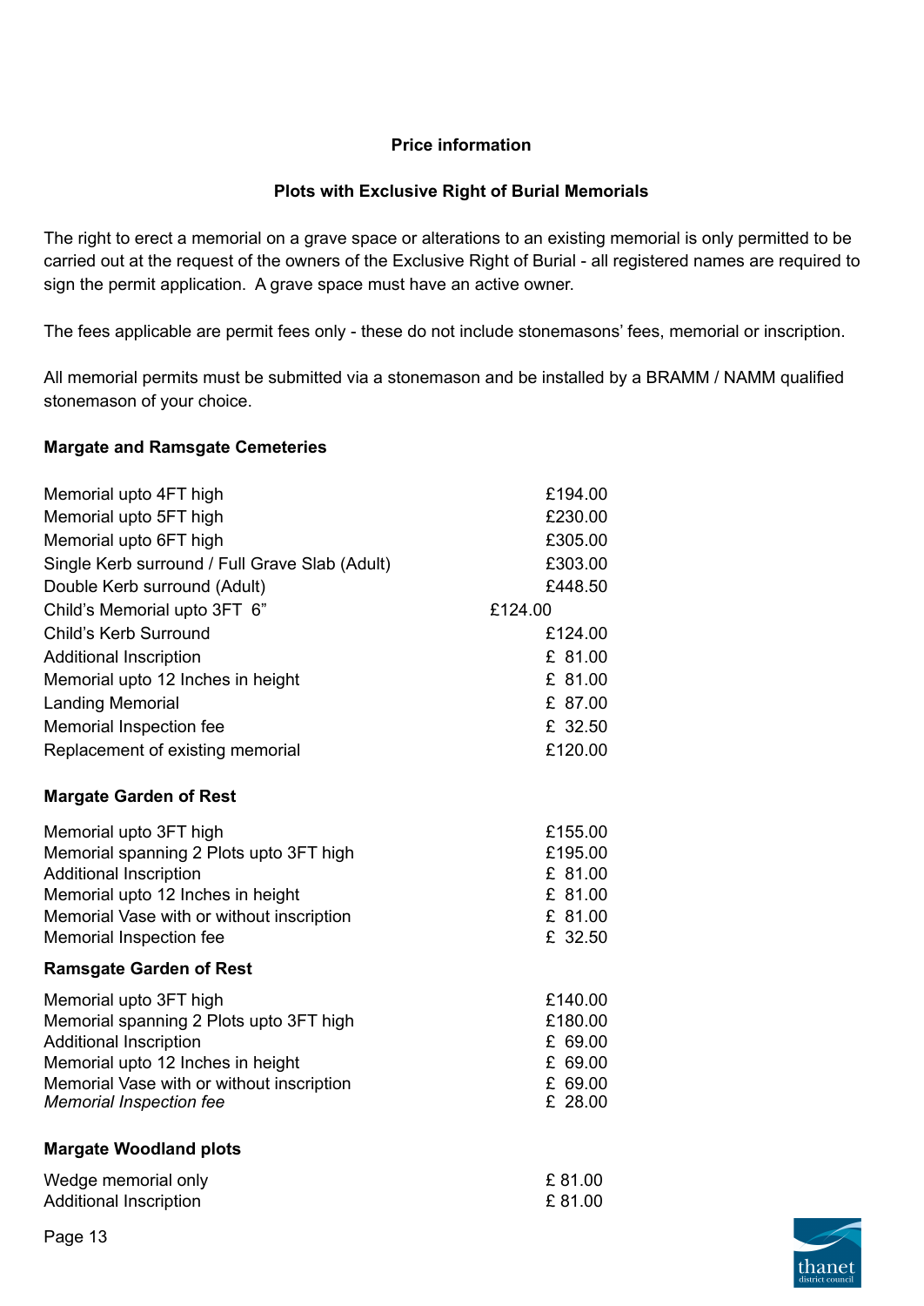## Price information

### Plots with Exclusive Right of Burial Memorials

The right to erect a memorial on a grave space or alterations to an existing memorial is only permitted to be carried out at the request of the owners of the Exclusive Right of Burial - all registered names are required to sign the permit application. A grave space must have an active owner.

The fees applicable are permit fees only - these do not include stonemasons' fees, memorial or inscription.

All memorial permits must be submitted via a stonemason and be installed by a BRAMM / NAMM qualified stonemason of your choice.

**Margate and Ramsgate Cemeteries**

| | |
|---|---|
| Memorial upto 4FT high | £194.00 |
| Memorial upto 5FT high | £230.00 |
| Memorial upto 6FT high | £305.00 |
| Single Kerb surround / Full Grave Slab (Adult) | £303.00 |
| Double Kerb surround (Adult) | £448.50 |
| Child's Memorial upto 3FT 6" | £124.00 |
| Child's Kerb Surround | £124.00 |
| Additional Inscription | £ 81.00 |
| Memorial upto 12 Inches in height | £ 81.00 |
| Landing Memorial | £ 87.00 |
| Memorial Inspection fee | £ 32.50 |
| Replacement of existing memorial | £120.00 |

**Margate Garden of Rest**

| | |
|---|---|
| Memorial upto 3FT high | £155.00 |
| Memorial spanning 2 Plots upto 3FT high | £195.00 |
| Additional Inscription | £ 81.00 |
| Memorial upto 12 Inches in height | £ 81.00 |
| Memorial Vase with or without inscription | £ 81.00 |
| Memorial Inspection fee | £ 32.50 |

**Ramsgate Garden of Rest**

| | |
|---|---|
| Memorial upto 3FT high | £140.00 |
| Memorial spanning 2 Plots upto 3FT high | £180.00 |
| Additional Inscription | £ 69.00 |
| Memorial upto 12 Inches in height | £ 69.00 |
| Memorial Vase with or without inscription | £ 69.00 |
| *Memorial Inspection fee* | £ 28.00 |

**Margate Woodland plots**

| | |
|---|---|
| Wedge memorial only | £ 81.00 |
| Additional Inscription | £ 81.00 |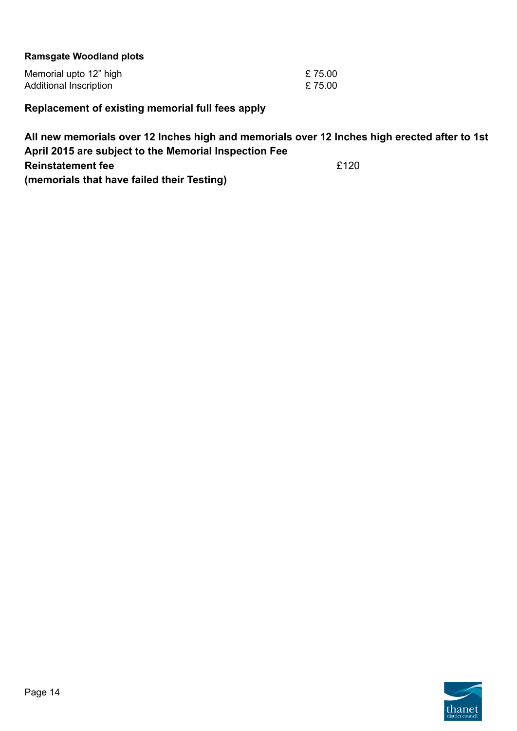**Ramsgate Woodland plots**

| | |
|---|---|
| Memorial upto 12” high | £ 75.00 |
| Additional Inscription | £ 75.00 |

**Replacement of existing memorial full fees apply**

**All new memorials over 12 Inches high and memorials over 12 Inches high erected after to 1st April 2015 are subject to the Memorial Inspection Fee**

| | |
|---|---|
| **Reinstatement fee** **(memorials that have failed their Testing)** | £120 |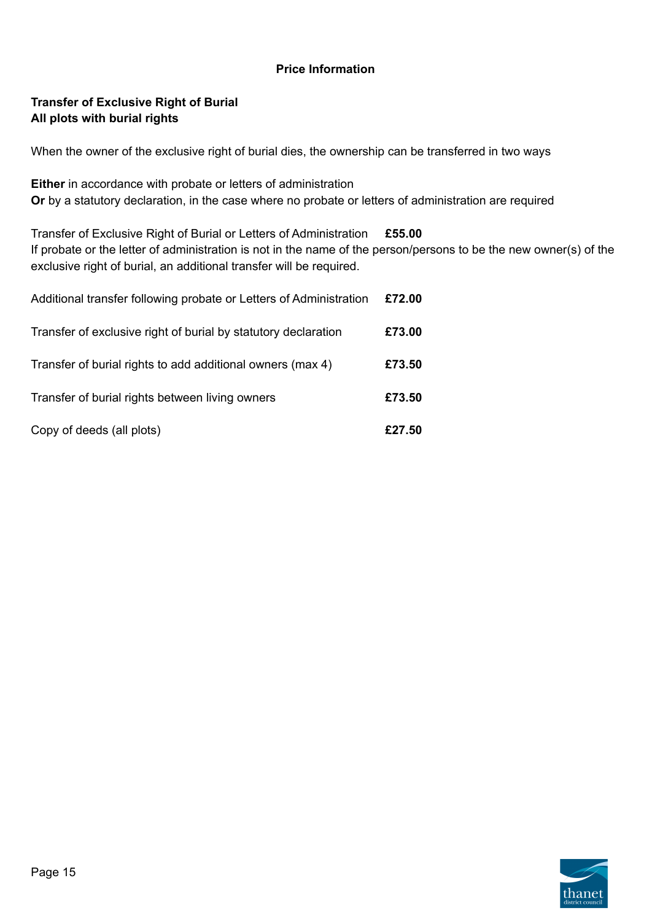## Price Information

**Transfer of Exclusive Right of Burial**
**All plots with burial rights**

When the owner of the exclusive right of burial dies, the ownership can be transferred in two ways

**Either** in accordance with probate or letters of administration
**Or** by a statutory declaration, in the case where no probate or letters of administration are required

Transfer of Exclusive Right of Burial or Letters of Administration **£55.00**
If probate or the letter of administration is not in the name of the person/persons to be the new owner(s) of the exclusive right of burial, an additional transfer will be required.

| | |
|---|---|
| Additional transfer following probate or Letters of Administration | **£72.00** |
| Transfer of exclusive right of burial by statutory declaration | **£73.00** |
| Transfer of burial rights to add additional owners (max 4) | **£73.50** |
| Transfer of burial rights between living owners | **£73.50** |
| Copy of deeds (all plots) | **£27.50** |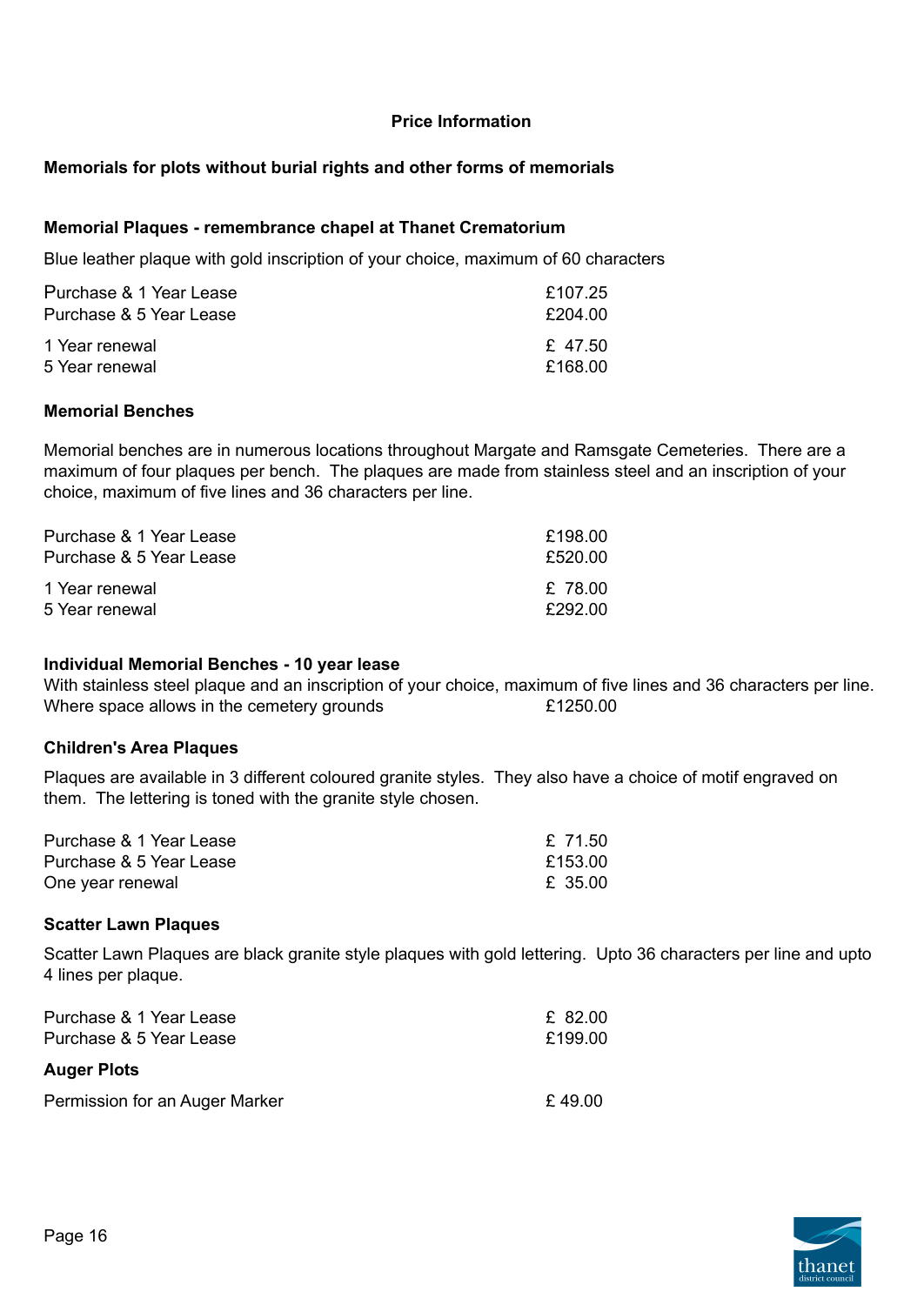# Price Information

## Memorials for plots without burial rights and other forms of memorials

### Memorial Plaques - remembrance chapel at Thanet Crematorium

Blue leather plaque with gold inscription of your choice, maximum of 60 characters

| | |
|---|---|
| Purchase & 1 Year Lease | £107.25 |
| Purchase & 5 Year Lease | £204.00 |
| 1 Year renewal | £ 47.50 |
| 5 Year renewal | £168.00 |

### Memorial Benches

Memorial benches are in numerous locations throughout Margate and Ramsgate Cemeteries. There are a maximum of four plaques per bench. The plaques are made from stainless steel and an inscription of your choice, maximum of five lines and 36 characters per line.

| | |
|---|---|
| Purchase & 1 Year Lease | £198.00 |
| Purchase & 5 Year Lease | £520.00 |
| 1 Year renewal | £ 78.00 |
| 5 Year renewal | £292.00 |

### Individual Memorial Benches - 10 year lease

With stainless steel plaque and an inscription of your choice, maximum of five lines and 36 characters per line.

| | |
|---|---|
| Where space allows in the cemetery grounds | £1250.00 |

### Children's Area Plaques

Plaques are available in 3 different coloured granite styles. They also have a choice of motif engraved on them. The lettering is toned with the granite style chosen.

| | |
|---|---|
| Purchase & 1 Year Lease | £ 71.50 |
| Purchase & 5 Year Lease | £153.00 |
| One year renewal | £ 35.00 |

### Scatter Lawn Plaques

Scatter Lawn Plaques are black granite style plaques with gold lettering. Upto 36 characters per line and upto 4 lines per plaque.

| | |
|---|---|
| Purchase & 1 Year Lease | £ 82.00 |
| Purchase & 5 Year Lease | £199.00 |

### Auger Plots

| | |
|---|---|
| Permission for an Auger Marker | £ 49.00 |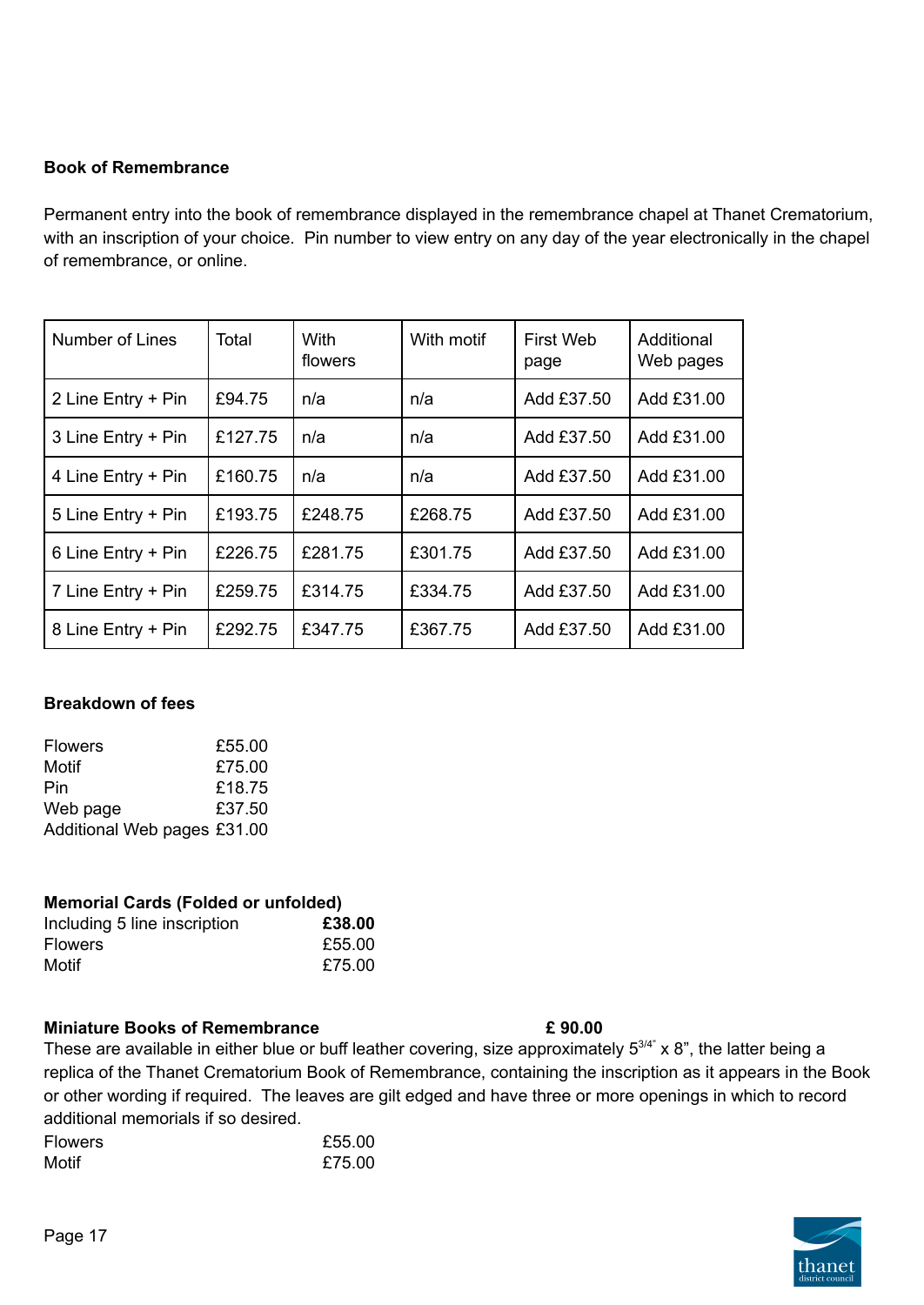**Book of Remembrance**

Permanent entry into the book of remembrance displayed in the remembrance chapel at Thanet Crematorium, with an inscription of your choice. Pin number to view entry on any day of the year electronically in the chapel of remembrance, or online.

| Number of Lines | Total | With flowers | With motif | First Web page | Additional Web pages |
|---|---|---|---|---|---|
| 2 Line Entry + Pin | £94.75 | n/a | n/a | Add £37.50 | Add £31.00 |
| 3 Line Entry + Pin | £127.75 | n/a | n/a | Add £37.50 | Add £31.00 |
| 4 Line Entry + Pin | £160.75 | n/a | n/a | Add £37.50 | Add £31.00 |
| 5 Line Entry + Pin | £193.75 | £248.75 | £268.75 | Add £37.50 | Add £31.00 |
| 6 Line Entry + Pin | £226.75 | £281.75 | £301.75 | Add £37.50 | Add £31.00 |
| 7 Line Entry + Pin | £259.75 | £314.75 | £334.75 | Add £37.50 | Add £31.00 |
| 8 Line Entry + Pin | £292.75 | £347.75 | £367.75 | Add £37.50 | Add £31.00 |

**Breakdown of fees**

Flowers £55.00
Motif £75.00
Pin £18.75
Web page £37.50
Additional Web pages £31.00

**Memorial Cards (Folded or unfolded)**

Including 5 line inscription **£38.00**
Flowers £55.00
Motif £75.00

**Miniature Books of Remembrance** **£ 90.00**

These are available in either blue or buff leather covering, size approximately $5^{3/4}$" x 8", the latter being a replica of the Thanet Crematorium Book of Remembrance, containing the inscription as it appears in the Book or other wording if required. The leaves are gilt edged and have three or more openings in which to record additional memorials if so desired.

Flowers £55.00
Motif £75.00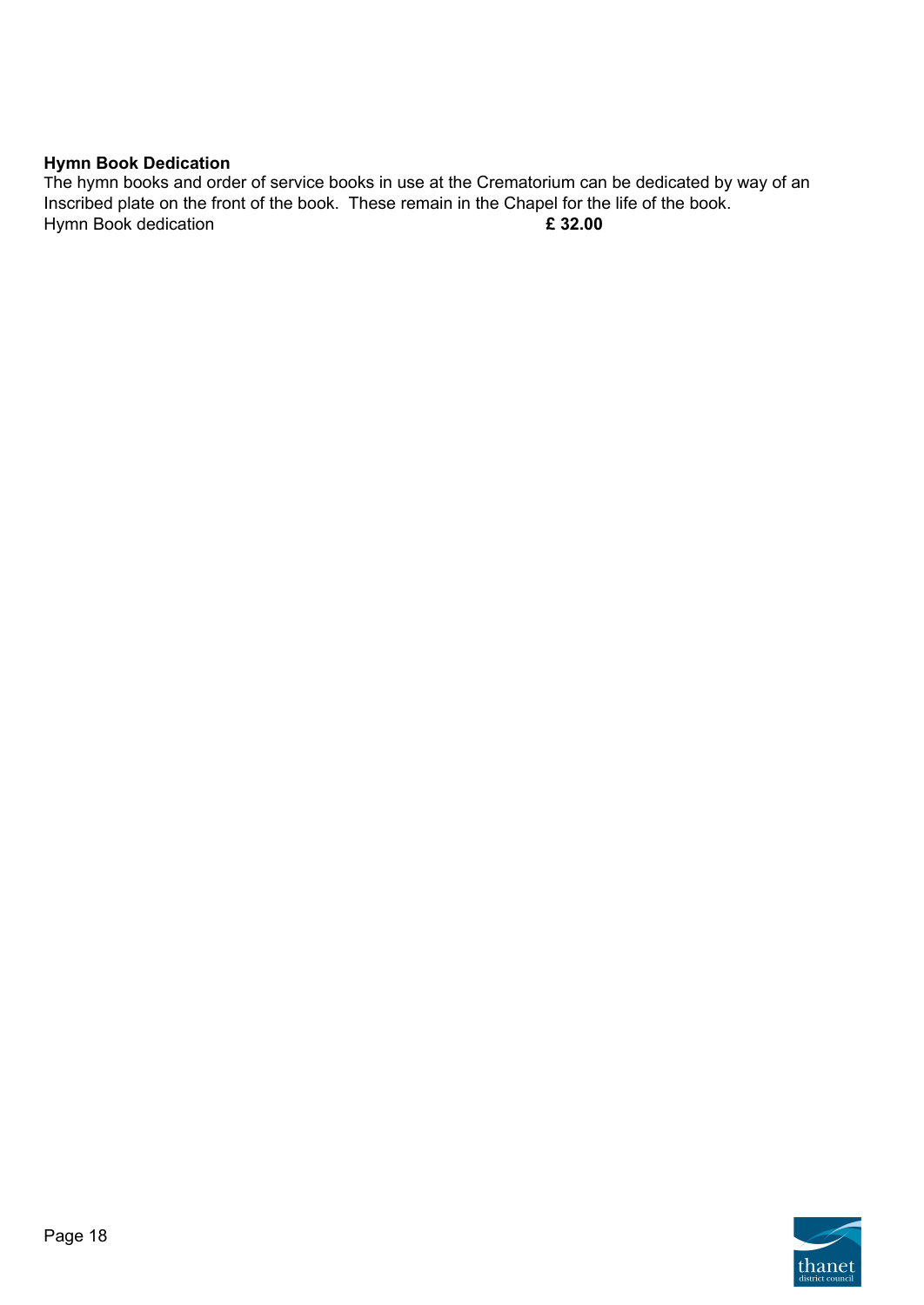**Hymn Book Dedication**

The hymn books and order of service books in use at the Crematorium can be dedicated by way of an Inscribed plate on the front of the book. These remain in the Chapel for the life of the book.

| | |
|---|---|
| Hymn Book dedication | **£ 32.00** |